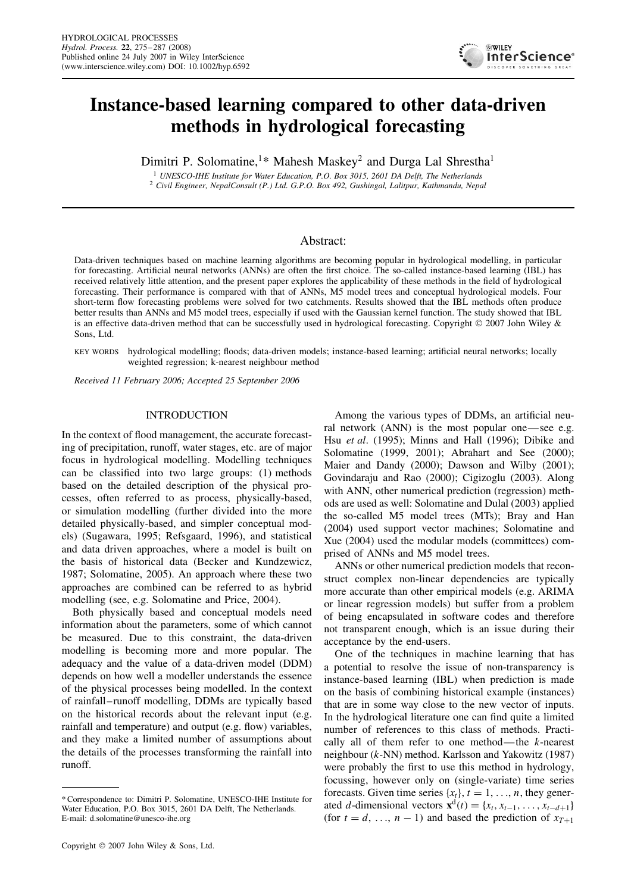# Instance-based learning compared to other data-driven methods in hydrological forecasting

Dimitri P. Solomatine,[1]* Mahesh Maskey[2] and Durga Lal Shrestha[1]

[1] *UNESCO-IHE Institute for Water Education, P.O. Box 3015, 2601 DA Delft, The Netherlands*
[2] *Civil Engineer, NepalConsult (P.) Ltd. G.P.O. Box 492, Gushingal, Lalitpur, Kathmandu, Nepal*

## Abstract:

Data-driven techniques based on machine learning algorithms are becoming popular in hydrological modelling, in particular for forecasting. Artificial neural networks (ANNs) are often the first choice. The so-called instance-based learning (IBL) has received relatively little attention, and the present paper explores the applicability of these methods in the field of hydrological forecasting. Their performance is compared with that of ANNs, M5 model trees and conceptual hydrological models. Four short-term flow forecasting problems were solved for two catchments. Results showed that the IBL methods often produce better results than ANNs and M5 model trees, especially if used with the Gaussian kernel function. The study showed that IBL is an effective data-driven method that can be successfully used in hydrological forecasting. Copyright © 2007 John Wiley & Sons, Ltd.

KEY WORDS hydrological modelling; floods; data-driven models; instance-based learning; artificial neural networks; locally weighted regression; k-nearest neighbour method

*Received 11 February 2006; Accepted 25 September 2006*

## INTRODUCTION

In the context of flood management, the accurate forecasting of precipitation, runoff, water stages, etc. are of major focus in hydrological modelling. Modelling techniques can be classified into two large groups: (1) methods based on the detailed description of the physical processes, often referred to as process, physically-based, or simulation modelling (further divided into the more detailed physically-based, and simpler conceptual models) (Sugawara, 1995; Refsgaard, 1996), and statistical and data driven approaches, where a model is built on the basis of historical data (Becker and Kundzewicz, 1987; Solomatine, 2005). An approach where these two approaches are combined can be referred to as hybrid modelling (see, e.g. Solomatine and Price, 2004).

Both physically based and conceptual models need information about the parameters, some of which cannot be measured. Due to this constraint, the data-driven modelling is becoming more and more popular. The adequacy and the value of a data-driven model (DDM) depends on how well a modeller understands the essence of the physical processes being modelled. In the context of rainfall–runoff modelling, DDMs are typically based on the historical records about the relevant input (e.g. rainfall and temperature) and output (e.g. flow) variables, and they make a limited number of assumptions about the details of the processes transforming the rainfall into runoff.

Among the various types of DDMs, an artificial neural network (ANN) is the most popular one—see e.g. Hsu *et al*. (1995); Minns and Hall (1996); Dibike and Solomatine (1999, 2001); Abrahart and See (2000); Maier and Dandy (2000); Dawson and Wilby (2001); Govindaraju and Rao (2000); Cigizoglu (2003). Along with ANN, other numerical prediction (regression) methods are used as well: Solomatine and Dulal (2003) applied the so-called M5 model trees (MTs); Bray and Han (2004) used support vector machines; Solomatine and Xue (2004) used the modular models (committees) comprised of ANNs and M5 model trees.

ANNs or other numerical prediction models that reconstruct complex non-linear dependencies are typically more accurate than other empirical models (e.g. ARIMA or linear regression models) but suffer from a problem of being encapsulated in software codes and therefore not transparent enough, which is an issue during their acceptance by the end-users.

One of the techniques in machine learning that has a potential to resolve the issue of non-transparency is instance-based learning (IBL) when prediction is made on the basis of combining historical example (instances) that are in some way close to the new vector of inputs. In the hydrological literature one can find quite a limited number of references to this class of methods. Practically all of them refer to one method—the *k*-nearest neighbour (*k*-NN) method. Karlsson and Yakowitz (1987) were probably the first to use this method in hydrology, focussing, however only on (single-variate) time series forecasts. Given time series $\{x_t\}$, $t = 1, \ldots, n$, they generated $d$-dimensional vectors $\mathbf{x}^{\mathrm{d}}(t) = \{x_t, x_{t-1}, \ldots, x_{t-d+1}\}$ (for $t = d, \ldots, n-1$) and based the prediction of $x_{T+1}$

---

*Correspondence to: Dimitri P. Solomatine, UNESCO-IHE Institute for Water Education, P.O. Box 3015, 2601 DA Delft, The Netherlands. E-mail: d.solomatine@unesco-ihe.org

Copyright © 2007 John Wiley & Sons, Ltd.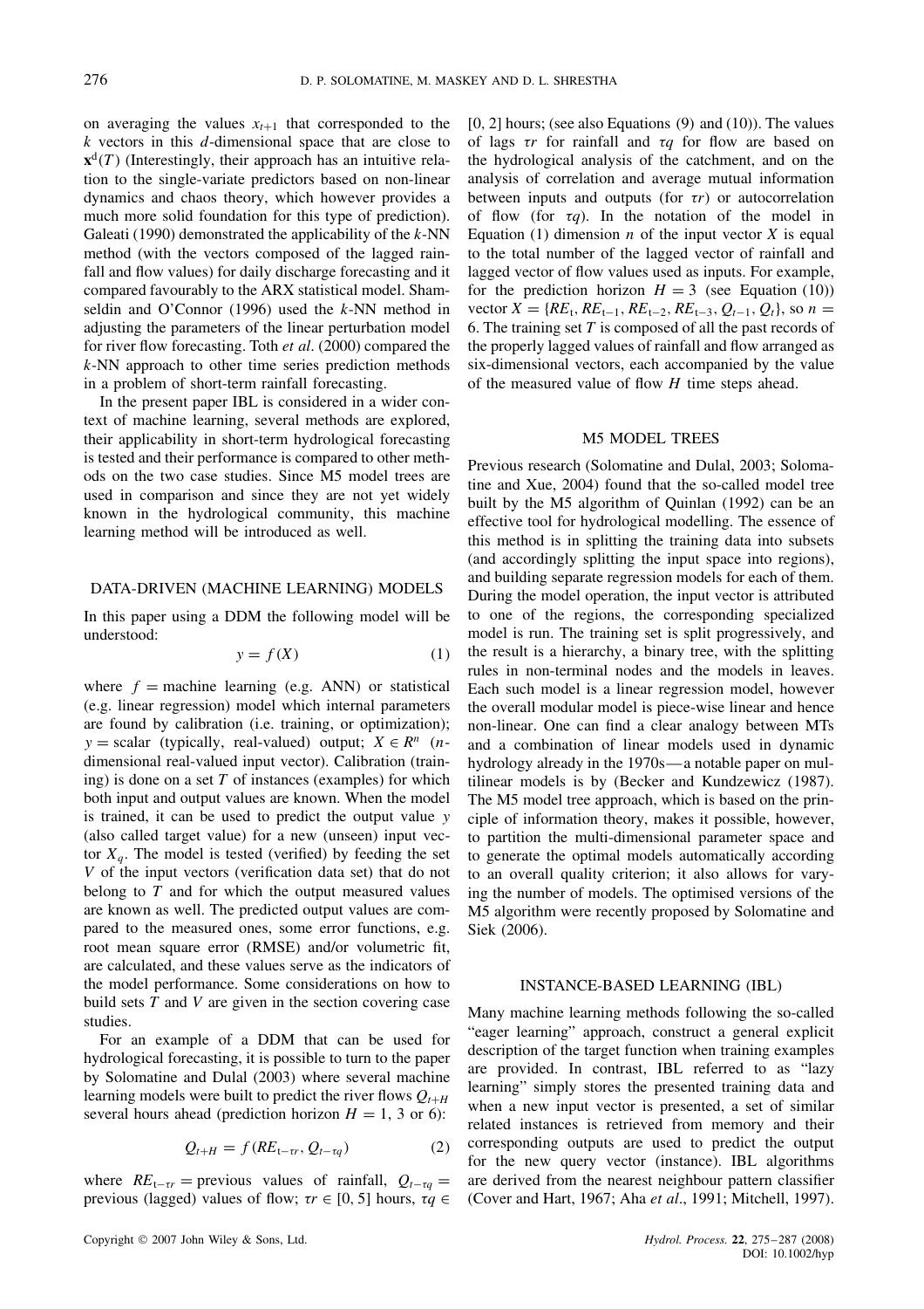on averaging the values $x_{t+1}$ that corresponded to the $k$ vectors in this $d$-dimensional space that are close to $\mathbf{x}^d(T)$ (Interestingly, their approach has an intuitive relation to the single-variate predictors based on non-linear dynamics and chaos theory, which however provides a much more solid foundation for this type of prediction). Galeati (1990) demonstrated the applicability of the $k$-NN method (with the vectors composed of the lagged rainfall and flow values) for daily discharge forecasting and it compared favourably to the ARX statistical model. Shamseldin and O'Connor (1996) used the $k$-NN method in adjusting the parameters of the linear perturbation model for river flow forecasting. Toth *et al*. (2000) compared the $k$-NN approach to other time series prediction methods in a problem of short-term rainfall forecasting.

In the present paper IBL is considered in a wider context of machine learning, several methods are explored, their applicability in short-term hydrological forecasting is tested and their performance is compared to other methods on the two case studies. Since M5 model trees are used in comparison and since they are not yet widely known in the hydrological community, this machine learning method will be introduced as well.

## DATA-DRIVEN (MACHINE LEARNING) MODELS

In this paper using a DDM the following model will be understood:

$$y = f(X) \tag{1}$$

where $f$ = machine learning (e.g. ANN) or statistical (e.g. linear regression) model which internal parameters are found by calibration (i.e. training, or optimization); $y$ = scalar (typically, real-valued) output; $X \in R^n$ ($n$-dimensional real-valued input vector). Calibration (training) is done on a set $T$ of instances (examples) for which both input and output values are known. When the model is trained, it can be used to predict the output value $y$ (also called target value) for a new (unseen) input vector $X_q$. The model is tested (verified) by feeding the set $V$ of the input vectors (verification data set) that do not belong to $T$ and for which the output measured values are known as well. The predicted output values are compared to the measured ones, some error functions, e.g. root mean square error (RMSE) and/or volumetric fit, are calculated, and these values serve as the indicators of the model performance. Some considerations on how to build sets $T$ and $V$ are given in the section covering case studies.

For an example of a DDM that can be used for hydrological forecasting, it is possible to turn to the paper by Solomatine and Dulal (2003) where several machine learning models were built to predict the river flows $Q_{t+H}$ several hours ahead (prediction horizon $H = 1$, 3 or 6):

$$Q_{t+H} = f(RE_{t-\tau r}, Q_{t-\tau q}) \tag{2}$$

where $RE_{t-\tau r}$ = previous values of rainfall, $Q_{t-\tau q}$ = previous (lagged) values of flow; $\tau r \in [0, 5]$ hours, $\tau q \in [0, 2]$ hours; (see also Equations (9) and (10)). The values of lags $\tau r$ for rainfall and $\tau q$ for flow are based on the hydrological analysis of the catchment, and on the analysis of correlation and average mutual information between inputs and outputs (for $\tau r$) or autocorrelation of flow (for $\tau q$). In the notation of the model in Equation (1) dimension $n$ of the input vector $X$ is equal to the total number of the lagged vector of rainfall and lagged vector of flow values used as inputs. For example, for the prediction horizon $H = 3$ (see Equation (10)) vector $X = \{RE_t, RE_{t-1}, RE_{t-2}, RE_{t-3}, Q_{t-1}, Q_t\}$, so $n = 6$. The training set $T$ is composed of all the past records of the properly lagged values of rainfall and flow arranged as six-dimensional vectors, each accompanied by the value of the measured value of flow $H$ time steps ahead.

## M5 MODEL TREES

Previous research (Solomatine and Dulal, 2003; Solomatine and Xue, 2004) found that the so-called model tree built by the M5 algorithm of Quinlan (1992) can be an effective tool for hydrological modelling. The essence of this method is in splitting the training data into subsets (and accordingly splitting the input space into regions), and building separate regression models for each of them. During the model operation, the input vector is attributed to one of the regions, the corresponding specialized model is run. The training set is split progressively, and the result is a hierarchy, a binary tree, with the splitting rules in non-terminal nodes and the models in leaves. Each such model is a linear regression model, however the overall modular model is piece-wise linear and hence non-linear. One can find a clear analogy between MTs and a combination of linear models used in dynamic hydrology already in the 1970s—a notable paper on multilinear models is by (Becker and Kundzewicz (1987). The M5 model tree approach, which is based on the principle of information theory, makes it possible, however, to partition the multi-dimensional parameter space and to generate the optimal models automatically according to an overall quality criterion; it also allows for varying the number of models. The optimised versions of the M5 algorithm were recently proposed by Solomatine and Siek (2006).

## INSTANCE-BASED LEARNING (IBL)

Many machine learning methods following the so-called "eager learning" approach, construct a general explicit description of the target function when training examples are provided. In contrast, IBL referred to as "lazy learning" simply stores the presented training data and when a new input vector is presented, a set of similar related instances is retrieved from memory and their corresponding outputs are used to predict the output for the new query vector (instance). IBL algorithms are derived from the nearest neighbour pattern classifier (Cover and Hart, 1967; Aha *et al*., 1991; Mitchell, 1997).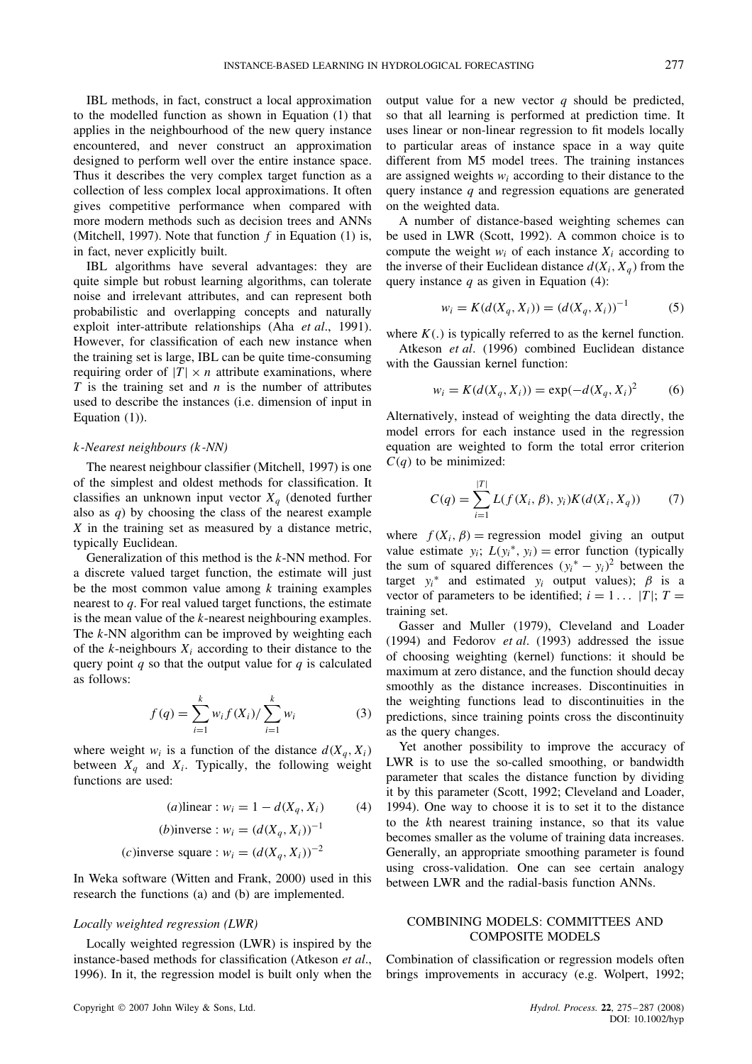IBL methods, in fact, construct a local approximation to the modelled function as shown in Equation (1) that applies in the neighbourhood of the new query instance encountered, and never construct an approximation designed to perform well over the entire instance space. Thus it describes the very complex target function as a collection of less complex local approximations. It often gives competitive performance when compared with more modern methods such as decision trees and ANNs (Mitchell, 1997). Note that function $f$ in Equation (1) is, in fact, never explicitly built.

IBL algorithms have several advantages: they are quite simple but robust learning algorithms, can tolerate noise and irrelevant attributes, and can represent both probabilistic and overlapping concepts and naturally exploit inter-attribute relationships (Aha *et al*., 1991). However, for classification of each new instance when the training set is large, IBL can be quite time-consuming requiring order of $|T| \times n$ attribute examinations, where $T$ is the training set and $n$ is the number of attributes used to describe the instances (i.e. dimension of input in Equation (1)).

### *k-Nearest neighbours (k-NN)*

The nearest neighbour classifier (Mitchell, 1997) is one of the simplest and oldest methods for classification. It classifies an unknown input vector $X_q$ (denoted further also as $q$) by choosing the class of the nearest example $X$ in the training set as measured by a distance metric, typically Euclidean.

Generalization of this method is the $k$-NN method. For a discrete valued target function, the estimate will just be the most common value among $k$ training examples nearest to $q$. For real valued target functions, the estimate is the mean value of the $k$-nearest neighbouring examples. The $k$-NN algorithm can be improved by weighting each of the $k$-neighbours $X_i$ according to their distance to the query point $q$ so that the output value for $q$ is calculated as follows:

$$f(q) = \sum_{i=1}^{k} w_i f(X_i) / \sum_{i=1}^{k} w_i \tag{3}$$

where weight $w_i$ is a function of the distance $d(X_q, X_i)$ between $X_q$ and $X_i$. Typically, the following weight functions are used:

$$(a)\text{linear}: w_i = 1 - d(X_q, X_i) \tag{4}$$

$$(b)\text{inverse}: w_i = (d(X_q, X_i))^{-1}$$

$$(c)\text{inverse square}: w_i = (d(X_q, X_i))^{-2}$$

In Weka software (Witten and Frank, 2000) used in this research the functions (a) and (b) are implemented.

### *Locally weighted regression (LWR)*

Locally weighted regression (LWR) is inspired by the instance-based methods for classification (Atkeson *et al*., 1996). In it, the regression model is built only when the output value for a new vector $q$ should be predicted, so that all learning is performed at prediction time. It uses linear or non-linear regression to fit models locally to particular areas of instance space in a way quite different from M5 model trees. The training instances are assigned weights $w_i$ according to their distance to the query instance $q$ and regression equations are generated on the weighted data.

A number of distance-based weighting schemes can be used in LWR (Scott, 1992). A common choice is to compute the weight $w_i$ of each instance $X_i$ according to the inverse of their Euclidean distance $d(X_i, X_q)$ from the query instance $q$ as given in Equation (4):

$$w_i = K(d(X_q, X_i)) = (d(X_q, X_i))^{-1} \tag{5}$$

where $K(.)$ is typically referred to as the kernel function.

Atkeson *et al*. (1996) combined Euclidean distance with the Gaussian kernel function:

$$w_i = K(d(X_q, X_i)) = \exp(-d(X_q, X_i)^2 \tag{6}$$

Alternatively, instead of weighting the data directly, the model errors for each instance used in the regression equation are weighted to form the total error criterion $C(q)$ to be minimized:

$$C(q) = \sum_{i=1}^{|T|} L(f(X_i, \beta), y_i) K(d(X_i, X_q)) \tag{7}$$

where $f(X_i, \beta)$ = regression model giving an output value estimate $y_i$; $L(y_i{}^*, y_i)$ = error function (typically the sum of squared differences $(y_i{}^* - y_i)^2$ between the target $y_i{}^*$ and estimated $y_i$ output values); $\beta$ is a vector of parameters to be identified; $i = 1 \ldots |T|$; $T$ = training set.

Gasser and Muller (1979), Cleveland and Loader (1994) and Fedorov *et al*. (1993) addressed the issue of choosing weighting (kernel) functions: it should be maximum at zero distance, and the function should decay smoothly as the distance increases. Discontinuities in the weighting functions lead to discontinuities in the predictions, since training points cross the discontinuity as the query changes.

Yet another possibility to improve the accuracy of LWR is to use the so-called smoothing, or bandwidth parameter that scales the distance function by dividing it by this parameter (Scott, 1992; Cleveland and Loader, 1994). One way to choose it is to set it to the distance to the $k$th nearest training instance, so that its value becomes smaller as the volume of training data increases. Generally, an appropriate smoothing parameter is found using cross-validation. One can see certain analogy between LWR and the radial-basis function ANNs.

## COMBINING MODELS: COMMITTEES AND COMPOSITE MODELS

Combination of classification or regression models often brings improvements in accuracy (e.g. Wolpert, 1992;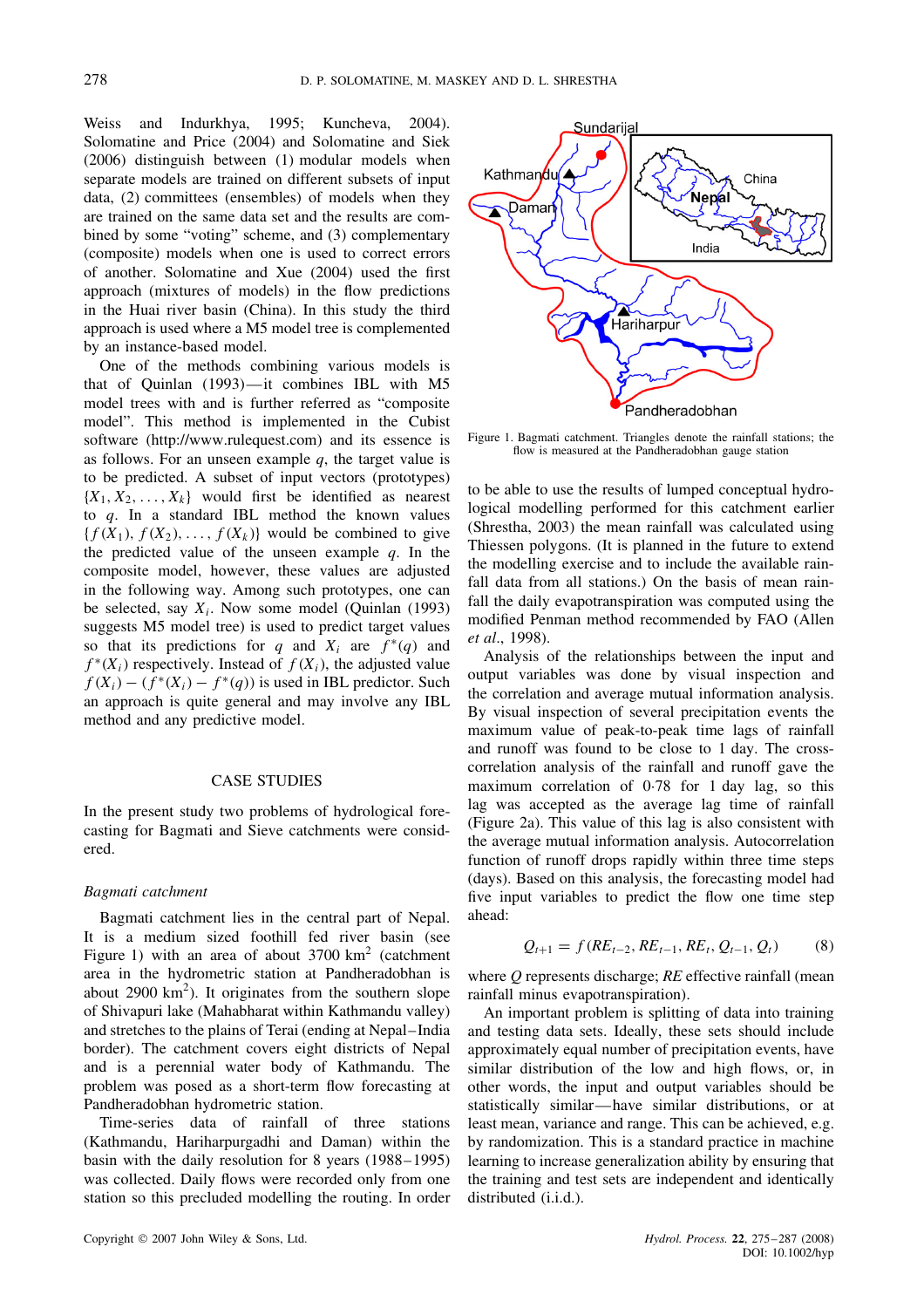Weiss and Indurkhya, 1995; Kuncheva, 2004). Solomatine and Price (2004) and Solomatine and Siek (2006) distinguish between (1) modular models when separate models are trained on different subsets of input data, (2) committees (ensembles) of models when they are trained on the same data set and the results are combined by some "voting" scheme, and (3) complementary (composite) models when one is used to correct errors of another. Solomatine and Xue (2004) used the first approach (mixtures of models) in the flow predictions in the Huai river basin (China). In this study the third approach is used where a M5 model tree is complemented by an instance-based model.

One of the methods combining various models is that of Quinlan (1993)—it combines IBL with M5 model trees with and is further referred as "composite model". This method is implemented in the Cubist software (http://www.rulequest.com) and its essence is as follows. For an unseen example $q$, the target value is to be predicted. A subset of input vectors (prototypes) $\{X_1, X_2, \ldots, X_k\}$ would first be identified as nearest to $q$. In a standard IBL method the known values $\{f(X_1), f(X_2), \ldots, f(X_k)\}$ would be combined to give the predicted value of the unseen example $q$. In the composite model, however, these values are adjusted in the following way. Among such prototypes, one can be selected, say $X_i$. Now some model (Quinlan (1993) suggests M5 model tree) is used to predict target values so that its predictions for $q$ and $X_i$ are $f^*(q)$ and $f^*(X_i)$ respectively. Instead of $f(X_i)$, the adjusted value $f(X_i) - (f^*(X_i) - f^*(q))$ is used in IBL predictor. Such an approach is quite general and may involve any IBL method and any predictive model.

## CASE STUDIES

In the present study two problems of hydrological forecasting for Bagmati and Sieve catchments were considered.

### *Bagmati catchment*

Bagmati catchment lies in the central part of Nepal. It is a medium sized foothill fed river basin (see Figure 1) with an area of about 3700 km$^2$ (catchment area in the hydrometric station at Pandheradobhan is about 2900 km$^2$). It originates from the southern slope of Shivapuri lake (Mahabharat within Kathmandu valley) and stretches to the plains of Terai (ending at Nepal–India border). The catchment covers eight districts of Nepal and is a perennial water body of Kathmandu. The problem was posed as a short-term flow forecasting at Pandheradobhan hydrometric station.

Time-series data of rainfall of three stations (Kathmandu, Hariharpurgadhi and Daman) within the basin with the daily resolution for 8 years (1988–1995) was collected. Daily flows were recorded only from one station so this precluded modelling the routing. In order to be able to use the results of lumped conceptual hydrological modelling performed for this catchment earlier (Shrestha, 2003) the mean rainfall was calculated using Thiessen polygons. (It is planned in the future to extend the modelling exercise and to include the available rainfall data from all stations.) On the basis of mean rainfall the daily evapotranspiration was computed using the modified Penman method recommended by FAO (Allen *et al*., 1998).

Figure 1. Bagmati catchment. Triangles denote the rainfall stations; the flow is measured at the Pandheradobhan gauge station

Analysis of the relationships between the input and output variables was done by visual inspection and the correlation and average mutual information analysis. By visual inspection of several precipitation events the maximum value of peak-to-peak time lags of rainfall and runoff was found to be close to 1 day. The cross-correlation analysis of the rainfall and runoff gave the maximum correlation of 0·78 for 1 day lag, so this lag was accepted as the average lag time of rainfall (Figure 2a). This value of this lag is also consistent with the average mutual information analysis. Autocorrelation function of runoff drops rapidly within three time steps (days). Based on this analysis, the forecasting model had five input variables to predict the flow one time step ahead:

$$Q_{t+1} = f(RE_{t-2}, RE_{t-1}, RE_t, Q_{t-1}, Q_t) \tag{8}$$

where $Q$ represents discharge; $RE$ effective rainfall (mean rainfall minus evapotranspiration).

An important problem is splitting of data into training and testing data sets. Ideally, these sets should include approximately equal number of precipitation events, have similar distribution of the low and high flows, or, in other words, the input and output variables should be statistically similar—have similar distributions, or at least mean, variance and range. This can be achieved, e.g. by randomization. This is a standard practice in machine learning to increase generalization ability by ensuring that the training and test sets are independent and identically distributed (i.i.d.).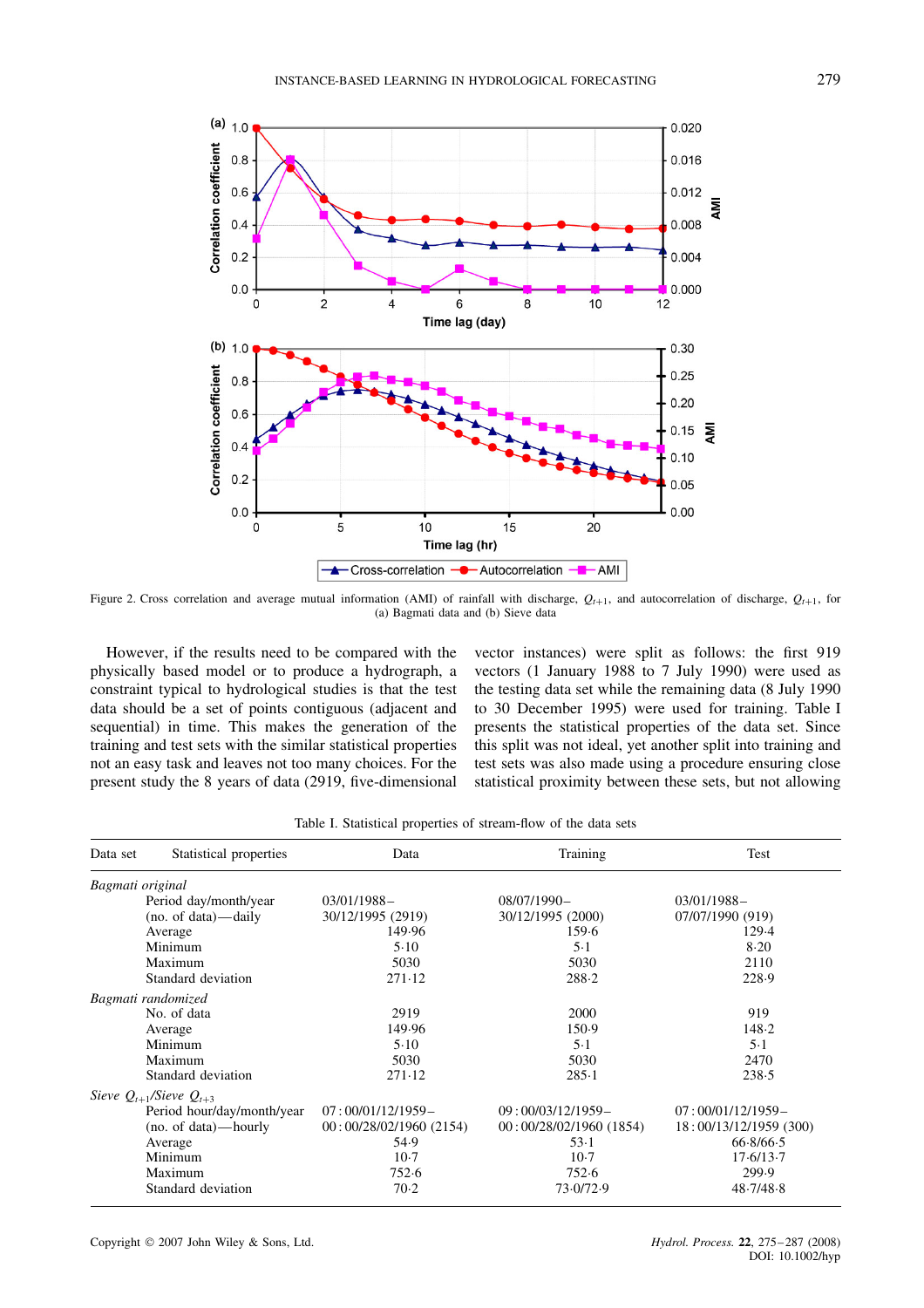Figure 2. Cross correlation and average mutual information (AMI) of rainfall with discharge, $Q_{t+1}$, and autocorrelation of discharge, $Q_{t+1}$, for (a) Bagmati data and (b) Sieve data

However, if the results need to be compared with the physically based model or to produce a hydrograph, a constraint typical to hydrological studies is that the test data should be a set of points contiguous (adjacent and sequential) in time. This makes the generation of the training and test sets with the similar statistical properties not an easy task and leaves not too many choices. For the present study the 8 years of data (2919, five-dimensional vector instances) were split as follows: the first 919 vectors (1 January 1988 to 7 July 1990) were used as the testing data set while the remaining data (8 July 1990 to 30 December 1995) were used for training. Table I presents the statistical properties of the data set. Since this split was not ideal, yet another split into training and test sets was also made using a procedure ensuring close statistical proximity between these sets, but not allowing

Table I. Statistical properties of stream-flow of the data sets

| Data set | Statistical properties | Data | Training | Test |
|---|---|---|---|---|
| *Bagmati original* | | | | |
| | Period day/month/year | 03/01/1988– | 08/07/1990– | 03/01/1988– |
| | (no. of data)—daily | 30/12/1995 (2919) | 30/12/1995 (2000) | 07/07/1990 (919) |
| | Average | 149·96 | 159·6 | 129·4 |
| | Minimum | 5·10 | 5·1 | 8·20 |
| | Maximum | 5030 | 5030 | 2110 |
| | Standard deviation | 271·12 | 288·2 | 228·9 |
| *Bagmati randomized* | | | | |
| | No. of data | 2919 | 2000 | 919 |
| | Average | 149·96 | 150·9 | 148·2 |
| | Minimum | 5·10 | 5·1 | 5·1 |
| | Maximum | 5030 | 5030 | 2470 |
| | Standard deviation | 271·12 | 285·1 | 238·5 |
| *Sieve $Q_{t+1}$/Sieve $Q_{t+3}$* | | | | |
| | Period hour/day/month/year | 07 : 00/01/12/1959– | 09 : 00/03/12/1959– | 07 : 00/01/12/1959– |
| | (no. of data)—hourly | 00 : 00/28/02/1960 (2154) | 00 : 00/28/02/1960 (1854) | 18 : 00/13/12/1959 (300) |
| | Average | 54·9 | 53·1 | 66·8/66·5 |
| | Minimum | 10·7 | 10·7 | 17·6/13·7 |
| | Maximum | 752·6 | 752·6 | 299·9 |
| | Standard deviation | 70·2 | 73·0/72·9 | 48·7/48·8 |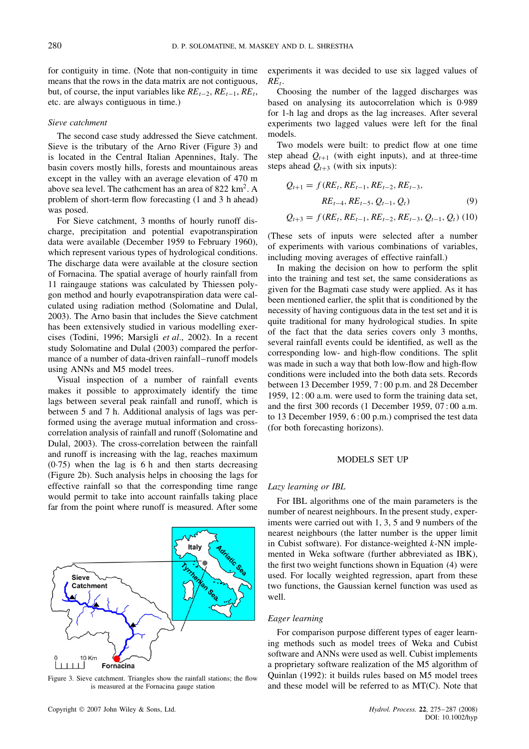for contiguity in time. (Note that non-contiguity in time means that the rows in the data matrix are not contiguous, but, of course, the input variables like $RE_{t-2}$, $RE_{t-1}$, $RE_t$, etc. are always contiguous in time.)

### *Sieve catchment*

The second case study addressed the Sieve catchment. Sieve is the tributary of the Arno River (Figure 3) and is located in the Central Italian Apennines, Italy. The basin covers mostly hills, forests and mountainous areas except in the valley with an average elevation of 470 m above sea level. The cathcment has an area of 822 km$^2$. A problem of short-term flow forecasting (1 and 3 h ahead) was posed.

For Sieve catchment, 3 months of hourly runoff discharge, precipitation and potential evapotranspiration data were available (December 1959 to February 1960), which represent various types of hydrological conditions. The discharge data were available at the closure section of Fornacina. The spatial average of hourly rainfall from 11 raingauge stations was calculated by Thiessen polygon method and hourly evapotranspiration data were calculated using radiation method (Solomatine and Dulal, 2003). The Arno basin that includes the Sieve catchment has been extensively studied in various modelling exercises (Todini, 1996; Marsigli *et al*., 2002). In a recent study Solomatine and Dulal (2003) compared the performance of a number of data-driven rainfall–runoff models using ANNs and M5 model trees.

Visual inspection of a number of rainfall events makes it possible to approximately identify the time lags between several peak rainfall and runoff, which is between 5 and 7 h. Additional analysis of lags was performed using the average mutual information and cross-correlation analysis of rainfall and runoff (Solomatine and Dulal, 2003). The cross-correlation between the rainfall and runoff is increasing with the lag, reaches maximum (0·75) when the lag is 6 h and then starts decreasing (Figure 2b). Such analysis helps in choosing the lags for effective rainfall so that the corresponding time range would permit to take into account rainfalls taking place far from the point where runoff is measured. After some experiments it was decided to use six lagged values of $RE_t$.

Figure 3. Sieve catchment. Triangles show the rainfall stations; the flow is measured at the Fornacina gauge station

Choosing the number of the lagged discharges was based on analysing its autocorrelation which is 0·989 for 1-h lag and drops as the lag increases. After several experiments two lagged values were left for the final models.

Two models were built: to predict flow at one time step ahead $Q_{t+1}$ (with eight inputs), and at three-time steps ahead $Q_{t+3}$ (with six inputs):

$$Q_{t+1} = f(RE_t, RE_{t-1}, RE_{t-2}, RE_{t-3}, RE_{t-4}, RE_{t-5}, Q_{t-1}, Q_t) \quad (9)$$

$$Q_{t+3} = f(RE_t, RE_{t-1}, RE_{t-2}, RE_{t-3}, Q_{t-1}, Q_t) \quad (10)$$

(These sets of inputs were selected after a number of experiments with various combinations of variables, including moving averages of effective rainfall.)

In making the decision on how to perform the split into the training and test set, the same considerations as given for the Bagmati case study were applied. As it has been mentioned earlier, the split that is conditioned by the necessity of having contiguous data in the test set and it is quite traditional for many hydrological studies. In spite of the fact that the data series covers only 3 months, several rainfall events could be identified, as well as the corresponding low- and high-flow conditions. The split was made in such a way that both low-flow and high-flow conditions were included into the both data sets. Records between 13 December 1959, 7 : 00 p.m. and 28 December 1959, 12 : 00 a.m. were used to form the training data set, and the first 300 records (1 December 1959, 07 : 00 a.m. to 13 December 1959, 6 : 00 p.m.) comprised the test data (for both forecasting horizons).

## MODELS SET UP

### *Lazy learning or IBL*

For IBL algorithms one of the main parameters is the number of nearest neighbours. In the present study, experiments were carried out with 1, 3, 5 and 9 numbers of the nearest neighbours (the latter number is the upper limit in Cubist software). For distance-weighted $k$-NN implemented in Weka software (further abbreviated as IBK), the first two weight functions shown in Equation (4) were used. For locally weighted regression, apart from these two functions, the Gaussian kernel function was used as well.

### *Eager learning*

For comparison purpose different types of eager learning methods such as model trees of Weka and Cubist software and ANNs were used as well. Cubist implements a proprietary software realization of the M5 algorithm of Quinlan (1992): it builds rules based on M5 model trees and these model will be referred to as MT(C). Note that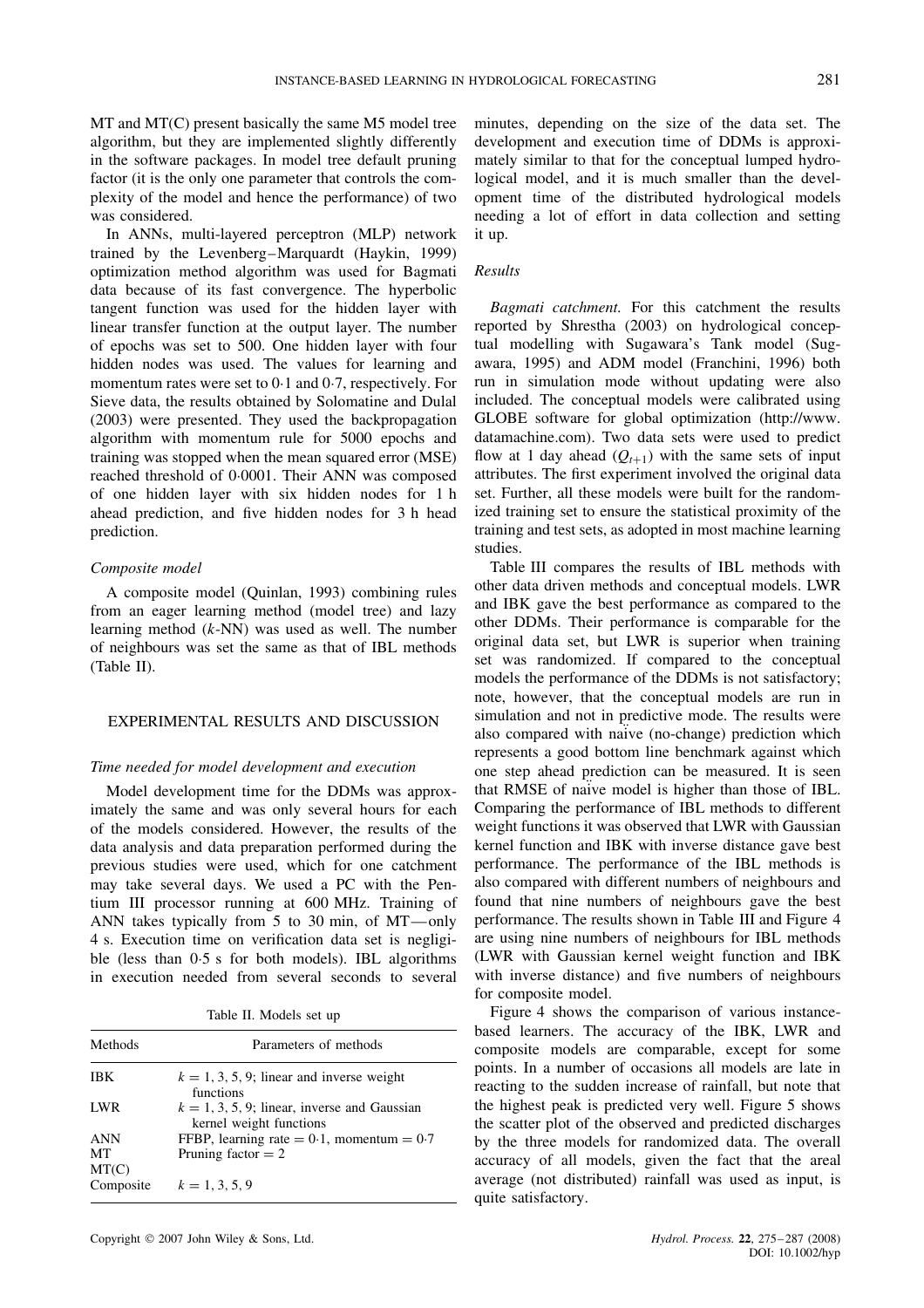MT and MT(C) present basically the same M5 model tree algorithm, but they are implemented slightly differently in the software packages. In model tree default pruning factor (it is the only one parameter that controls the complexity of the model and hence the performance) of two was considered.

In ANNs, multi-layered perceptron (MLP) network trained by the Levenberg–Marquardt (Haykin, 1999) optimization method algorithm was used for Bagmati data because of its fast convergence. The hyperbolic tangent function was used for the hidden layer with linear transfer function at the output layer. The number of epochs was set to 500. One hidden layer with four hidden nodes was used. The values for learning and momentum rates were set to 0·1 and 0·7, respectively. For Sieve data, the results obtained by Solomatine and Dulal (2003) were presented. They used the backpropagation algorithm with momentum rule for 5000 epochs and training was stopped when the mean squared error (MSE) reached threshold of 0·0001. Their ANN was composed of one hidden layer with six hidden nodes for 1 h ahead prediction, and five hidden nodes for 3 h head prediction.

### *Composite model*

A composite model (Quinlan, 1993) combining rules from an eager learning method (model tree) and lazy learning method ($k$-NN) was used as well. The number of neighbours was set the same as that of IBL methods (Table II).

## EXPERIMENTAL RESULTS AND DISCUSSION

### *Time needed for model development and execution*

Model development time for the DDMs was approximately the same and was only several hours for each of the models considered. However, the results of the data analysis and data preparation performed during the previous studies were used, which for one catchment may take several days. We used a PC with the Pentium III processor running at 600 MHz. Training of ANN takes typically from 5 to 30 min, of MT—only 4 s. Execution time on verification data set is negligible (less than 0·5 s for both models). IBL algorithms in execution needed from several seconds to several minutes, depending on the size of the data set. The development and execution time of DDMs is approximately similar to that for the conceptual lumped hydrological model, and it is much smaller than the development time of the distributed hydrological models needing a lot of effort in data collection and setting it up.

Table II. Models set up

| Methods | Parameters of methods |
|---|---|
| IBK | $k = 1, 3, 5, 9$; linear and inverse weight functions |
| LWR | $k = 1, 3, 5, 9$; linear, inverse and Gaussian kernel weight functions |
| ANN | FFBP, learning rate = 0·1, momentum = 0·7 |
| MT<br>MT(C) | Pruning factor = 2 |
| Composite | $k = 1, 3, 5, 9$ |

### *Results*

*Bagmati catchment.* For this catchment the results reported by Shrestha (2003) on hydrological conceptual modelling with Sugawara's Tank model (Sugawara, 1995) and ADM model (Franchini, 1996) both run in simulation mode without updating were also included. The conceptual models were calibrated using GLOBE software for global optimization (http://www.datamachine.com). Two data sets were used to predict flow at 1 day ahead ($Q_{t+1}$) with the same sets of input attributes. The first experiment involved the original data set. Further, all these models were built for the randomized training set to ensure the statistical proximity of the training and test sets, as adopted in most machine learning studies.

Table III compares the results of IBL methods with other data driven methods and conceptual models. LWR and IBK gave the best performance as compared to the other DDMs. Their performance is comparable for the original data set, but LWR is superior when training set was randomized. If compared to the conceptual models the performance of the DDMs is not satisfactory; note, however, that the conceptual models are run in simulation and not in predictive mode. The results were also compared with naïve (no-change) prediction which represents a good bottom line benchmark against which one step ahead prediction can be measured. It is seen that RMSE of naïve model is higher than those of IBL. Comparing the performance of IBL methods to different weight functions it was observed that LWR with Gaussian kernel function and IBK with inverse distance gave best performance. The performance of the IBL methods is also compared with different numbers of neighbours and found that nine numbers of neighbours gave the best performance. The results shown in Table III and Figure 4 are using nine numbers of neighbours for IBL methods (LWR with Gaussian kernel weight function and IBK with inverse distance) and five numbers of neighbours for composite model.

Figure 4 shows the comparison of various instance-based learners. The accuracy of the IBK, LWR and composite models are comparable, except for some points. In a number of occasions all models are late in reacting to the sudden increase of rainfall, but note that the highest peak is predicted very well. Figure 5 shows the scatter plot of the observed and predicted discharges by the three models for randomized data. The overall accuracy of all models, given the fact that the areal average (not distributed) rainfall was used as input, is quite satisfactory.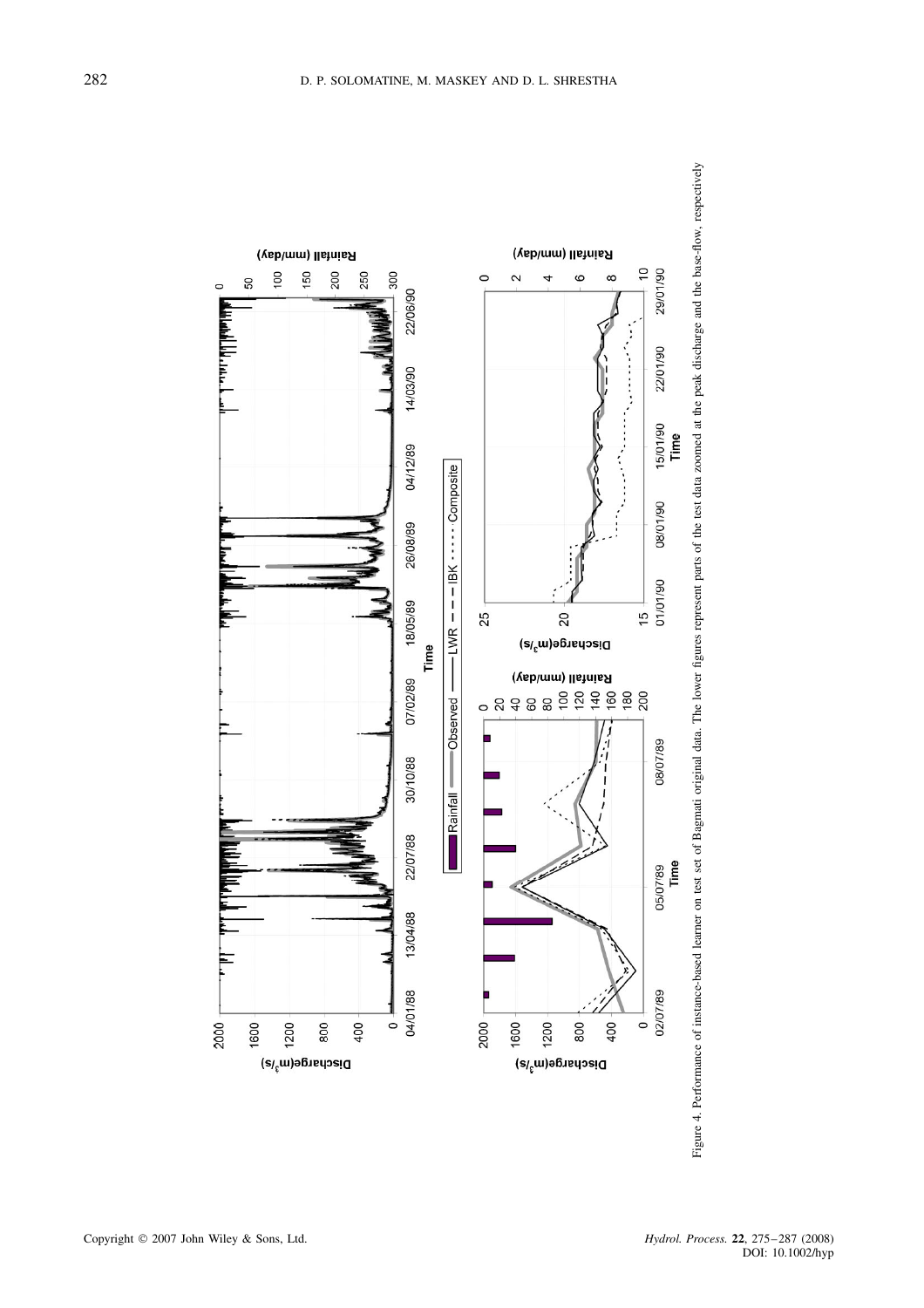Figure 4. Performance of instance-based learner on test set of Bagmati original data. The lower figures represent parts of the test data zoomed at the peak discharge and the base-flow, respectively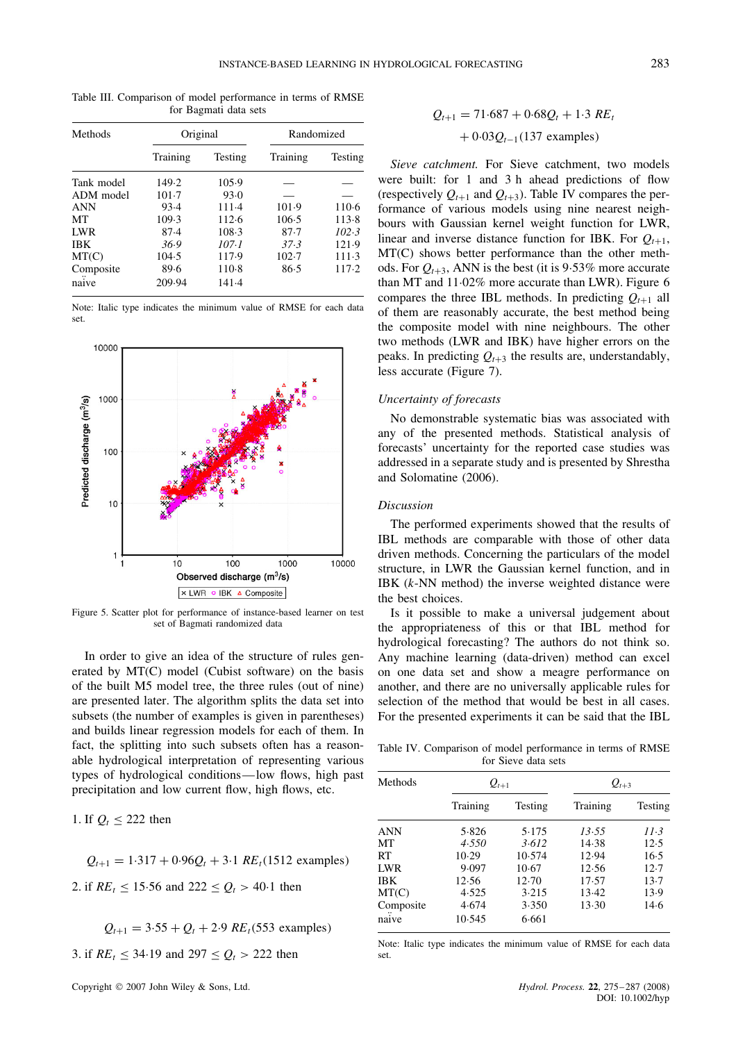Table III. Comparison of model performance in terms of RMSE for Bagmati data sets

| Methods | Original | | Randomized | |
|---|---|---|---|---|
| | Training | Testing | Training | Testing |
| Tank model | 149·2 | 105·9 | — | — |
| ADM model | 101·7 | 93·0 | — | — |
| ANN | 93·4 | 111·4 | 101·9 | 110·6 |
| MT | 109·3 | 112·6 | 106·5 | 113·8 |
| LWR | 87·4 | 108·3 | 87·7 | *102·3* |
| IBK | *36·9* | *107·1* | *37·3* | 121·9 |
| MT(C) | 104·5 | 117·9 | 102·7 | 111·3 |
| Composite | 89·6 | 110·8 | 86·5 | 117·2 |
| naïve | 209·94 | 141·4 | | |

Note: Italic type indicates the minimum value of RMSE for each data set.

Figure 5. Scatter plot for performance of instance-based learner on test set of Bagmati randomized data

In order to give an idea of the structure of rules generated by MT(C) model (Cubist software) on the basis of the built M5 model tree, the three rules (out of nine) are presented later. The algorithm splits the data set into subsets (the number of examples is given in parentheses) and builds linear regression models for each of them. In fact, the splitting into such subsets often has a reasonable hydrological interpretation of representing various types of hydrological conditions—low flows, high past precipitation and low current flow, high flows, etc.

1. If $Q_t \leq 222$ then

$$Q_{t+1} = 1{\cdot}317 + 0{\cdot}96Q_t + 3{\cdot}1\ RE_t (1512 \text{ examples})$$

2. if $RE_t \leq 15{\cdot}56$ and $222 \leq Q_t > 40{\cdot}1$ then

$$Q_{t+1} = 3{\cdot}55 + Q_t + 2{\cdot}9\ RE_t (553 \text{ examples})$$

3. if $RE_t \leq 34{\cdot}19$ and $297 \leq Q_t > 222$ then

$$Q_{t+1} = 71{\cdot}687 + 0{\cdot}68Q_t + 1{\cdot}3\ RE_t + 0{\cdot}03Q_{t-1} (137 \text{ examples})$$

*Sieve catchment.* For Sieve catchment, two models were built: for 1 and 3 h ahead predictions of flow (respectively $Q_{t+1}$ and $Q_{t+3}$). Table IV compares the performance of various models using nine nearest neighbours with Gaussian kernel weight function for LWR, linear and inverse distance function for IBK. For $Q_{t+1}$, MT(C) shows better performance than the other methods. For $Q_{t+3}$, ANN is the best (it is 9·53% more accurate than MT and 11·02% more accurate than LWR). Figure 6 compares the three IBL methods. In predicting $Q_{t+1}$ all of them are reasonably accurate, the best method being the composite model with nine neighbours. The other two methods (LWR and IBK) have higher errors on the peaks. In predicting $Q_{t+3}$ the results are, understandably, less accurate (Figure 7).

### Uncertainty of forecasts

No demonstrable systematic bias was associated with any of the presented methods. Statistical analysis of forecasts' uncertainty for the reported case studies was addressed in a separate study and is presented by Shrestha and Solomatine (2006).

### Discussion

The performed experiments showed that the results of IBL methods are comparable with those of other data driven methods. Concerning the particulars of the model structure, in LWR the Gaussian kernel function, and in IBK ($k$-NN method) the inverse weighted distance were the best choices.

Is it possible to make a universal judgement about the appropriateness of this or that IBL method for hydrological forecasting? The authors do not think so. Any machine learning (data-driven) method can excel on one data set and show a meagre performance on another, and there are no universally applicable rules for selection of the method that would be best in all cases. For the presented experiments it can be said that the IBL

Table IV. Comparison of model performance in terms of RMSE for Sieve data sets

| Methods | $Q_{t+1}$ | | $Q_{t+3}$ | |
|---|---|---|---|---|
| | Training | Testing | Training | Testing |
| ANN | 5·826 | 5·175 | *13·55* | *11·3* |
| MT | *4·550* | *3·612* | 14·38 | 12·5 |
| RT | 10·29 | 10·574 | 12·94 | 16·5 |
| LWR | 9·097 | 10·67 | 12·56 | 12·7 |
| IBK | 12·56 | 12·70 | 17·57 | 13·7 |
| MT(C) | 4·525 | 3·215 | 13·42 | 13·9 |
| Composite | 4·674 | 3·350 | 13·30 | 14·6 |
| naïve | 10·545 | 6·661 | | |

Note: Italic type indicates the minimum value of RMSE for each data set.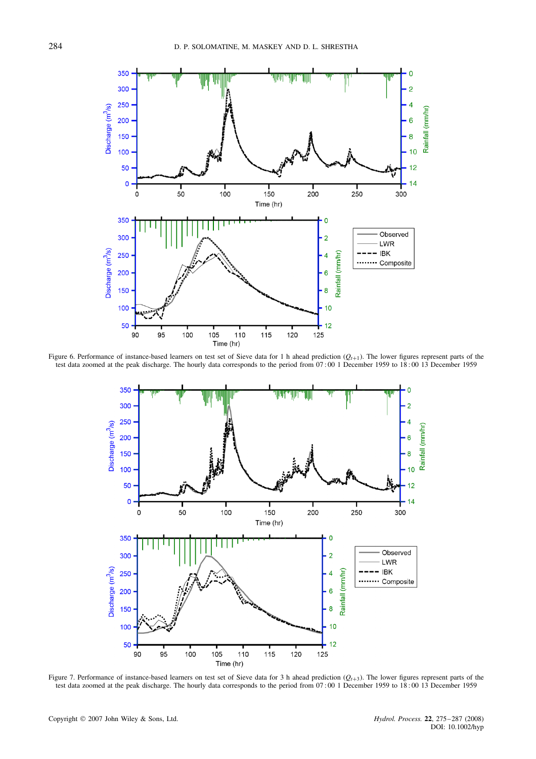Figure 6. Performance of instance-based learners on test set of Sieve data for 1 h ahead prediction ($Q_{t+1}$). The lower figures represent parts of the test data zoomed at the peak discharge. The hourly data corresponds to the period from 07:00 1 December 1959 to 18:00 13 December 1959

Figure 7. Performance of instance-based learners on test set of Sieve data for 3 h ahead prediction ($Q_{t+3}$). The lower figures represent parts of the test data zoomed at the peak discharge. The hourly data corresponds to the period from 07:00 1 December 1959 to 18:00 13 December 1959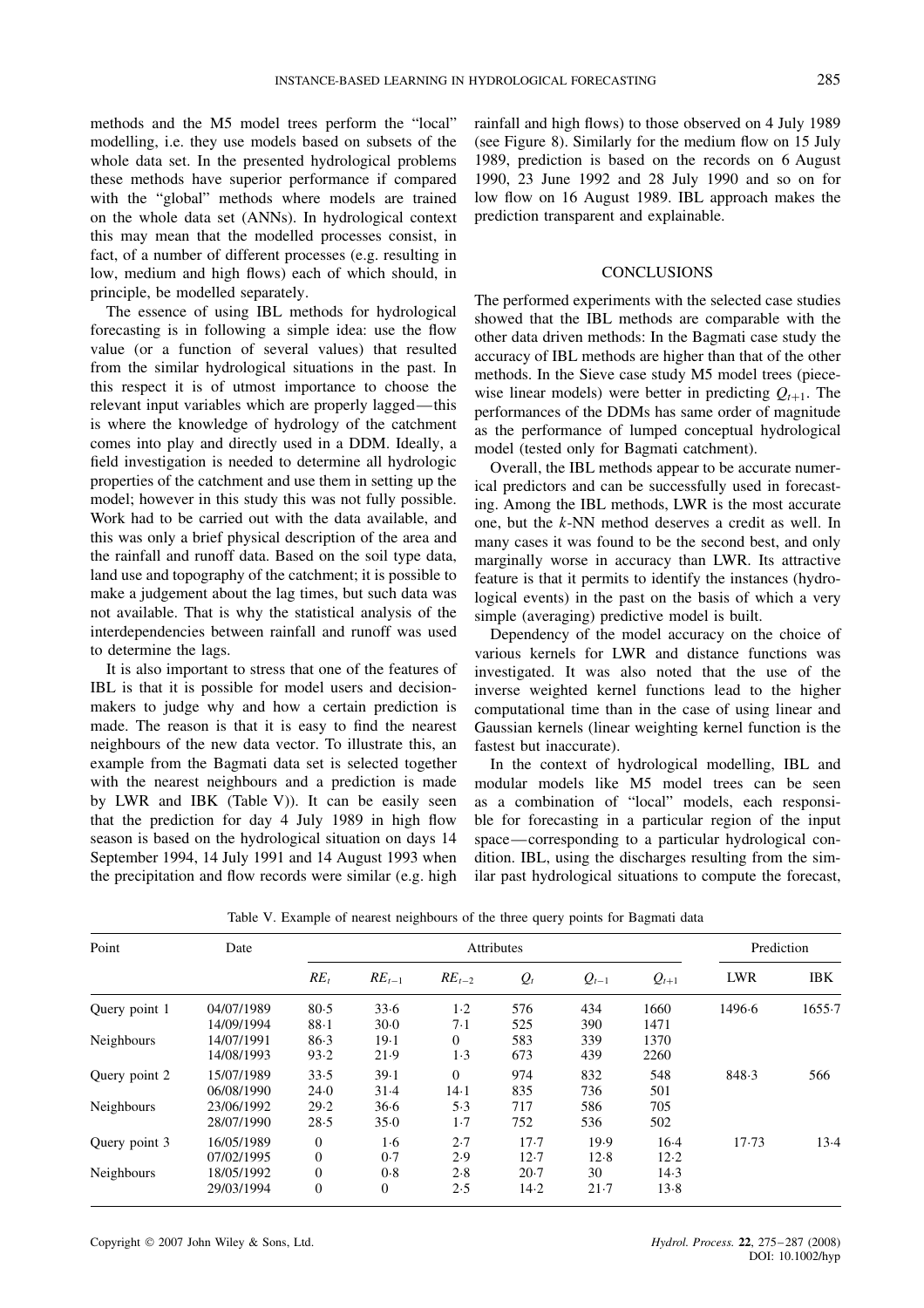methods and the M5 model trees perform the "local" modelling, i.e. they use models based on subsets of the whole data set. In the presented hydrological problems these methods have superior performance if compared with the "global" methods where models are trained on the whole data set (ANNs). In hydrological context this may mean that the modelled processes consist, in fact, of a number of different processes (e.g. resulting in low, medium and high flows) each of which should, in principle, be modelled separately.

The essence of using IBL methods for hydrological forecasting is in following a simple idea: use the flow value (or a function of several values) that resulted from the similar hydrological situations in the past. In this respect it is of utmost importance to choose the relevant input variables which are properly lagged—this is where the knowledge of hydrology of the catchment comes into play and directly used in a DDM. Ideally, a field investigation is needed to determine all hydrologic properties of the catchment and use them in setting up the model; however in this study this was not fully possible. Work had to be carried out with the data available, and this was only a brief physical description of the area and the rainfall and runoff data. Based on the soil type data, land use and topography of the catchment; it is possible to make a judgement about the lag times, but such data was not available. That is why the statistical analysis of the interdependencies between rainfall and runoff was used to determine the lags.

It is also important to stress that one of the features of IBL is that it is possible for model users and decision-makers to judge why and how a certain prediction is made. The reason is that it is easy to find the nearest neighbours of the new data vector. To illustrate this, an example from the Bagmati data set is selected together with the nearest neighbours and a prediction is made by LWR and IBK (Table V)). It can be easily seen that the prediction for day 4 July 1989 in high flow season is based on the hydrological situation on days 14 September 1994, 14 July 1991 and 14 August 1993 when the precipitation and flow records were similar (e.g. high rainfall and high flows) to those observed on 4 July 1989 (see Figure 8). Similarly for the medium flow on 15 July 1989, prediction is based on the records on 6 August 1990, 23 June 1992 and 28 July 1990 and so on for low flow on 16 August 1989. IBL approach makes the prediction transparent and explainable.

## CONCLUSIONS

The performed experiments with the selected case studies showed that the IBL methods are comparable with the other data driven methods: In the Bagmati case study the accuracy of IBL methods are higher than that of the other methods. In the Sieve case study M5 model trees (piece-wise linear models) were better in predicting $Q_{t+1}$. The performances of the DDMs has same order of magnitude as the performance of lumped conceptual hydrological model (tested only for Bagmati catchment).

Overall, the IBL methods appear to be accurate numerical predictors and can be successfully used in forecasting. Among the IBL methods, LWR is the most accurate one, but the *k*-NN method deserves a credit as well. In many cases it was found to be the second best, and only marginally worse in accuracy than LWR. Its attractive feature is that it permits to identify the instances (hydrological events) in the past on the basis of which a very simple (averaging) predictive model is built.

Dependency of the model accuracy on the choice of various kernels for LWR and distance functions was investigated. It was also noted that the use of the inverse weighted kernel functions lead to the higher computational time than in the case of using linear and Gaussian kernels (linear weighting kernel function is the fastest but inaccurate).

In the context of hydrological modelling, IBL and modular models like M5 model trees can be seen as a combination of "local" models, each responsible for forecasting in a particular region of the input space—corresponding to a particular hydrological condition. IBL, using the discharges resulting from the similar past hydrological situations to compute the forecast,

Table V. Example of nearest neighbours of the three query points for Bagmati data

| Point | Date | Attributes | | | | | | Prediction | |
|---|---|---|---|---|---|---|---|---|---|
| | | $RE_t$ | $RE_{t-1}$ | $RE_{t-2}$ | $Q_t$ | $Q_{t-1}$ | $Q_{t+1}$ | LWR | IBK |
| Query point 1 | 04/07/1989 | 80·5 | 33·6 | 1·2 | 576 | 434 | 1660 | 1496·6 | 1655·7 |
| | 14/09/1994 | 88·1 | 30·0 | 7·1 | 525 | 390 | 1471 | | |
| Neighbours | 14/07/1991 | 86·3 | 19·1 | 0 | 583 | 339 | 1370 | | |
| | 14/08/1993 | 93·2 | 21·9 | 1·3 | 673 | 439 | 2260 | | |
| Query point 2 | 15/07/1989 | 33·5 | 39·1 | 0 | 974 | 832 | 548 | 848·3 | 566 |
| | 06/08/1990 | 24·0 | 31·4 | 14·1 | 835 | 736 | 501 | | |
| Neighbours | 23/06/1992 | 29·2 | 36·6 | 5·3 | 717 | 586 | 705 | | |
| | 28/07/1990 | 28·5 | 35·0 | 1·7 | 752 | 536 | 502 | | |
| Query point 3 | 16/05/1989 | 0 | 1·6 | 2·7 | 17·7 | 19·9 | 16·4 | 17·73 | 13·4 |
| | 07/02/1995 | 0 | 0·7 | 2·9 | 12·7 | 12·8 | 12·2 | | |
| Neighbours | 18/05/1992 | 0 | 0·8 | 2·8 | 20·7 | 30 | 14·3 | | |
| | 29/03/1994 | 0 | 0 | 2·5 | 14·2 | 21·7 | 13·8 | | |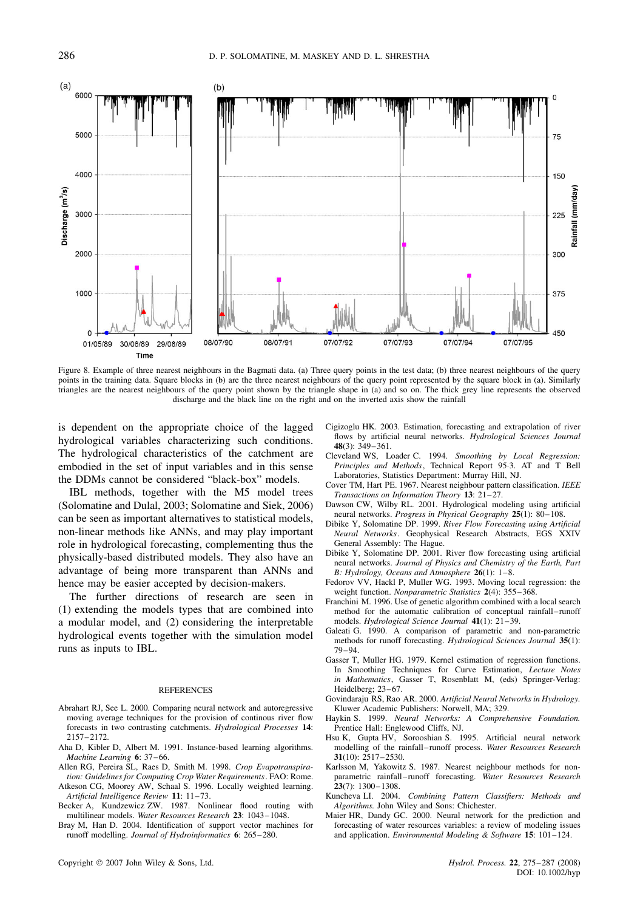Figure 8. Example of three nearest neighbours in the Bagmati data. (a) Three query points in the test data; (b) three nearest neighbours of the query points in the training data. Square blocks in (b) are the three nearest neighbours of the query point represented by the square block in (a). Similarly triangles are the nearest neighbours of the query point shown by the triangle shape in (a) and so on. The thick grey line represents the observed discharge and the black line on the right and on the inverted axis show the rainfall

is dependent on the appropriate choice of the lagged hydrological variables characterizing such conditions. The hydrological characteristics of the catchment are embodied in the set of input variables and in this sense the DDMs cannot be considered "black-box" models.

IBL methods, together with the M5 model trees (Solomatine and Dulal, 2003; Solomatine and Siek, 2006) can be seen as important alternatives to statistical models, non-linear methods like ANNs, and may play important role in hydrological forecasting, complementing thus the physically-based distributed models. They also have an advantage of being more transparent than ANNs and hence may be easier accepted by decision-makers.

The further directions of research are seen in (1) extending the models types that are combined into a modular model, and (2) considering the interpretable hydrological events together with the simulation model runs as inputs to IBL.

## REFERENCES

Abrahart RJ, See L. 2000. Comparing neural network and autoregressive moving average techniques for the provision of continous river flow forecasts in two contrasting catchments. *Hydrological Processes* **14**: 2157–2172.

Aha D, Kibler D, Albert M. 1991. Instance-based learning algorithms. *Machine Learning* **6**: 37–66.

Allen RG, Pereira SL, Raes D, Smith M. 1998. *Crop Evapotranspiration: Guidelines for Computing Crop Water Requirements*. FAO: Rome.

Atkeson CG, Moorey AW, Schaal S. 1996. Locally weighted learning. *Artificial Intelligence Review* **11**: 11–73.

Becker A, Kundzewicz ZW. 1987. Nonlinear flood routing with multilinear models. *Water Resources Research* **23**: 1043–1048.

Bray M, Han D. 2004. Identification of support vector machines for runoff modelling. *Journal of Hydroinformatics* **6**: 265–280.

Cigizoglu HK. 2003. Estimation, forecasting and extrapolation of river flows by artificial neural networks. *Hydrological Sciences Journal* **48**(3): 349–361.

Cleveland WS, Loader C. 1994. *Smoothing by Local Regression: Principles and Methods*, Technical Report 95·3. AT and T Bell Laboratories, Statistics Department: Murray Hill, NJ.

Cover TM, Hart PE. 1967. Nearest neighbour pattern classification. *IEEE Transactions on Information Theory* **13**: 21–27.

Dawson CW, Wilby RL. 2001. Hydrological modeling using artificial neural networks. *Progress in Physical Geography* **25**(1): 80–108.

Dibike Y, Solomatine DP. 1999. *River Flow Forecasting using Artificial Neural Networks*. Geophysical Research Abstracts, EGS XXIV General Assembly: The Hague.

Dibike Y, Solomatine DP. 2001. River flow forecasting using artificial neural networks. *Journal of Physics and Chemistry of the Earth, Part B: Hydrology, Oceans and Atmosphere* **26**(1): 1–8.

Fedorov VV, Hackl P, Muller WG. 1993. Moving local regression: the weight function. *Nonparametric Statistics* **2**(4): 355–368.

Franchini M. 1996. Use of genetic algorithm combined with a local search method for the automatic calibration of conceptual rainfall–runoff models. *Hydrological Science Journal* **41**(1): 21–39.

Galeati G. 1990. A comparison of parametric and non-parametric methods for runoff forecasting. *Hydrological Sciences Journal* **35**(1): 79–94.

Gasser T, Muller HG. 1979. Kernel estimation of regression functions. In Smoothing Techniques for Curve Estimation, *Lecture Notes in Mathematics*, Gasser T, Rosenblatt M, (eds) Springer-Verlag: Heidelberg; 23–67.

Govindaraju RS, Rao AR. 2000. *Artificial Neural Networks in Hydrology*. Kluwer Academic Publishers: Norwell, MA; 329.

Haykin S. 1999. *Neural Networks: A Comprehensive Foundation*. Prentice Hall: Englewood Cliffs, NJ.

Hsu K, Gupta HV, Sorooshian S. 1995. Artificial neural network modelling of the rainfall–runoff process. *Water Resources Research* **31**(10): 2517–2530.

Karlsson M, Yakowitz S. 1987. Nearest neighbour methods for non-parametric rainfall–runoff forecasting. *Water Resources Research* **23**(7): 1300–1308.

Kuncheva LI. 2004. *Combining Pattern Classifiers: Methods and Algorithms*. John Wiley and Sons: Chichester.

Maier HR, Dandy GC. 2000. Neural network for the prediction and forecasting of water resources variables: a review of modeling issues and application. *Environmental Modeling & Software* **15**: 101–124.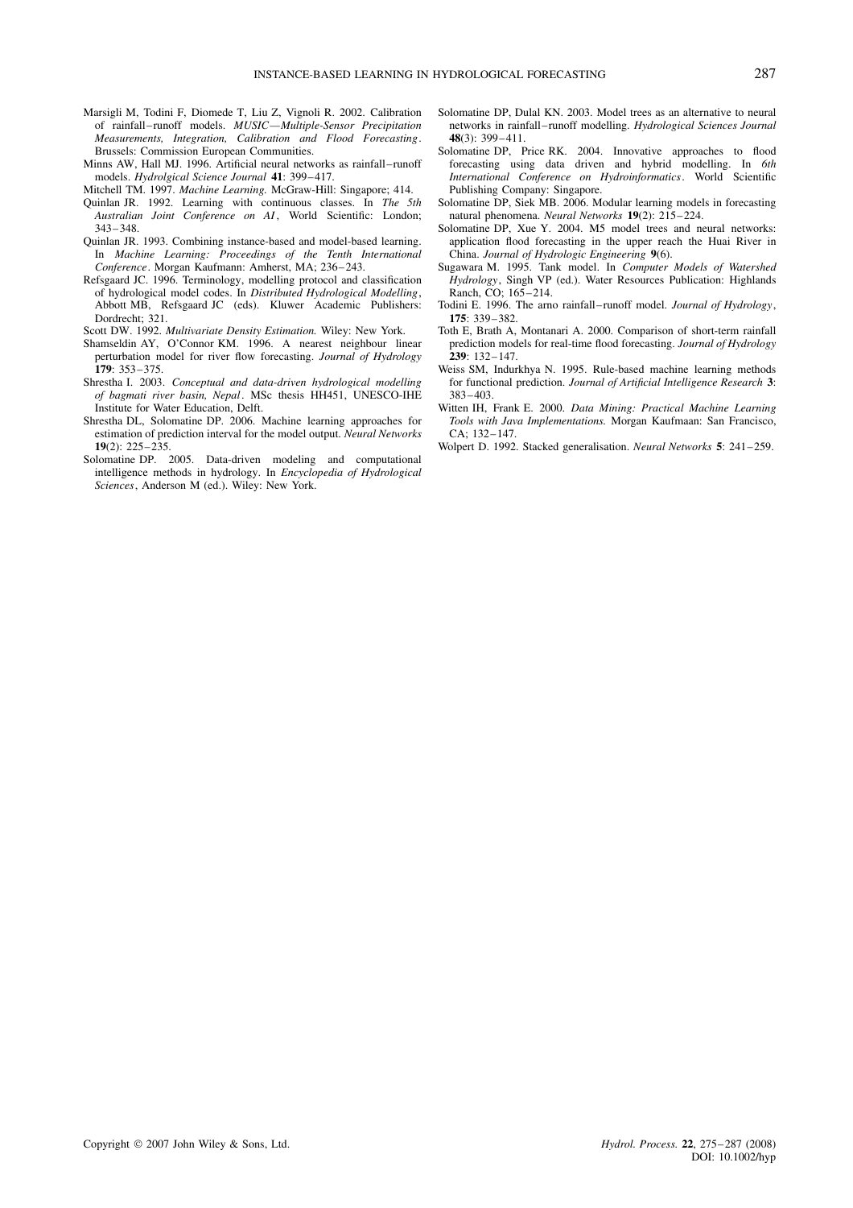Marsigli M, Todini F, Diomede T, Liu Z, Vignoli R. 2002. Calibration of rainfall–runoff models. *MUSIC—Multiple-Sensor Precipitation Measurements, Integration, Calibration and Flood Forecasting*. Brussels: Commission European Communities.

Minns AW, Hall MJ. 1996. Artificial neural networks as rainfall–runoff models. *Hydrolgical Science Journal* **41**: 399–417.

Mitchell TM. 1997. *Machine Learning.* McGraw-Hill: Singapore; 414.

Quinlan JR. 1992. Learning with continuous classes. In *The 5th Australian Joint Conference on AI*, World Scientific: London; 343–348.

Quinlan JR. 1993. Combining instance-based and model-based learning. In *Machine Learning: Proceedings of the Tenth International Conference*. Morgan Kaufmann: Amherst, MA; 236–243.

Refsgaard JC. 1996. Terminology, modelling protocol and classification of hydrological model codes. In *Distributed Hydrological Modelling*, Abbott MB, Refsgaard JC (eds). Kluwer Academic Publishers: Dordrecht; 321.

Scott DW. 1992. *Multivariate Density Estimation.* Wiley: New York.

Shamseldin AY, O'Connor KM. 1996. A nearest neighbour linear perturbation model for river flow forecasting. *Journal of Hydrology* **179**: 353–375.

Shrestha I. 2003. *Conceptual and data-driven hydrological modelling of bagmati river basin, Nepal*. MSc thesis HH451, UNESCO-IHE Institute for Water Education, Delft.

Shrestha DL, Solomatine DP. 2006. Machine learning approaches for estimation of prediction interval for the model output. *Neural Networks* **19**(2): 225–235.

Solomatine DP. 2005. Data-driven modeling and computational intelligence methods in hydrology. In *Encyclopedia of Hydrological Sciences*, Anderson M (ed.). Wiley: New York.

Solomatine DP, Dulal KN. 2003. Model trees as an alternative to neural networks in rainfall–runoff modelling. *Hydrological Sciences Journal* **48**(3): 399–411.

Solomatine DP, Price RK. 2004. Innovative approaches to flood forecasting using data driven and hybrid modelling. In *6th International Conference on Hydroinformatics*. World Scientific Publishing Company: Singapore.

Solomatine DP, Siek MB. 2006. Modular learning models in forecasting natural phenomena. *Neural Networks* **19**(2): 215–224.

Solomatine DP, Xue Y. 2004. M5 model trees and neural networks: application flood forecasting in the upper reach the Huai River in China. *Journal of Hydrologic Engineering* **9**(6).

Sugawara M. 1995. Tank model. In *Computer Models of Watershed Hydrology*, Singh VP (ed.). Water Resources Publication: Highlands Ranch, CO; 165–214.

Todini E. 1996. The arno rainfall–runoff model. *Journal of Hydrology*, **175**: 339–382.

Toth E, Brath A, Montanari A. 2000. Comparison of short-term rainfall prediction models for real-time flood forecasting. *Journal of Hydrology* **239**: 132–147.

Weiss SM, Indurkhya N. 1995. Rule-based machine learning methods for functional prediction. *Journal of Artificial Intelligence Research* **3**: 383–403.

Witten IH, Frank E. 2000. *Data Mining: Practical Machine Learning Tools with Java Implementations.* Morgan Kaufmaan: San Francisco, CA; 132–147.

Wolpert D. 1992. Stacked generalisation. *Neural Networks* **5**: 241–259.